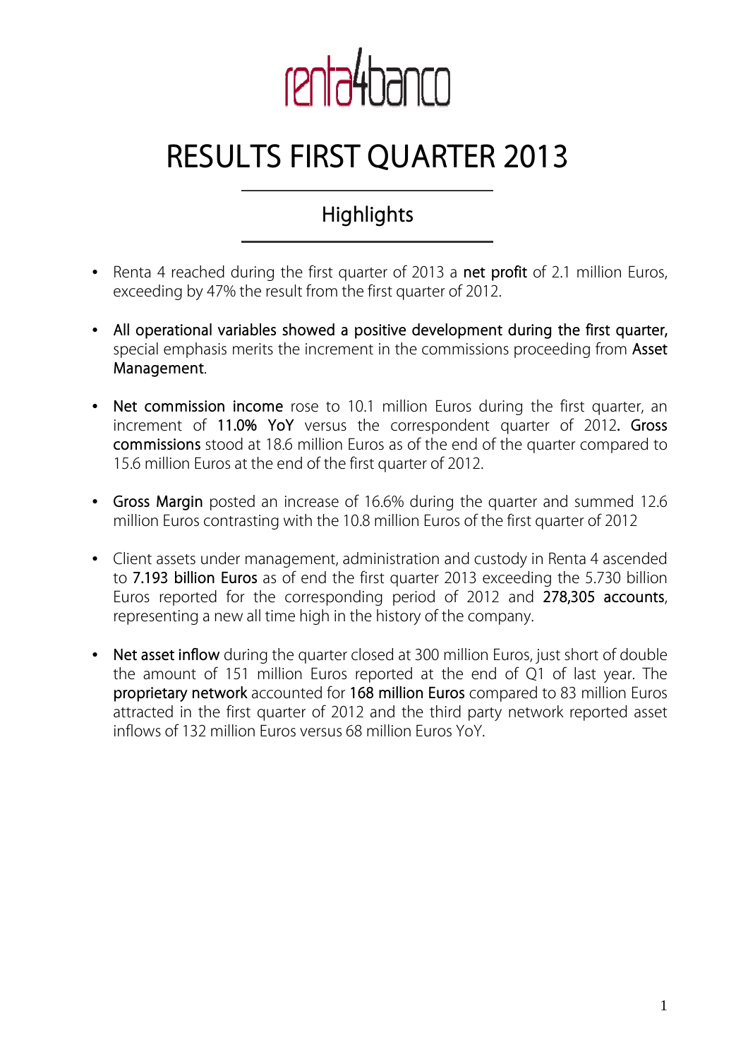renta4banco

# RESULTS FIRST QUARTER 2013

## Highlights

- Renta 4 reached during the first quarter of 2013 a **net profit** of 2.1 million Euros, exceeding by 47% the result from the first quarter of 2012.
- **All operational variables showed a positive development during the first quarter,** special emphasis merits the increment in the commissions proceeding from **Asset Management**.
- **Net commission income** rose to 10.1 million Euros during the first quarter, an increment of **11.0% YoY** versus the correspondent quarter of 2012**. Gross commissions** stood at 18.6 million Euros as of the end of the quarter compared to 15.6 million Euros at the end of the first quarter of 2012.
- **Gross Margin** posted an increase of 16.6% during the quarter and summed 12.6 million Euros contrasting with the 10.8 million Euros of the first quarter of 2012
- Client assets under management, administration and custody in Renta 4 ascended to **7.193 billion Euros** as of end the first quarter 2013 exceeding the 5.730 billion Euros reported for the corresponding period of 2012 and **278,305 accounts**, representing a new all time high in the history of the company.
- **Net asset inflow** during the quarter closed at 300 million Euros, just short of double the amount of 151 million Euros reported at the end of Q1 of last year. The **proprietary network** accounted for **168 million Euros** compared to 83 million Euros attracted in the first quarter of 2012 and the third party network reported asset inflows of 132 million Euros versus 68 million Euros YoY.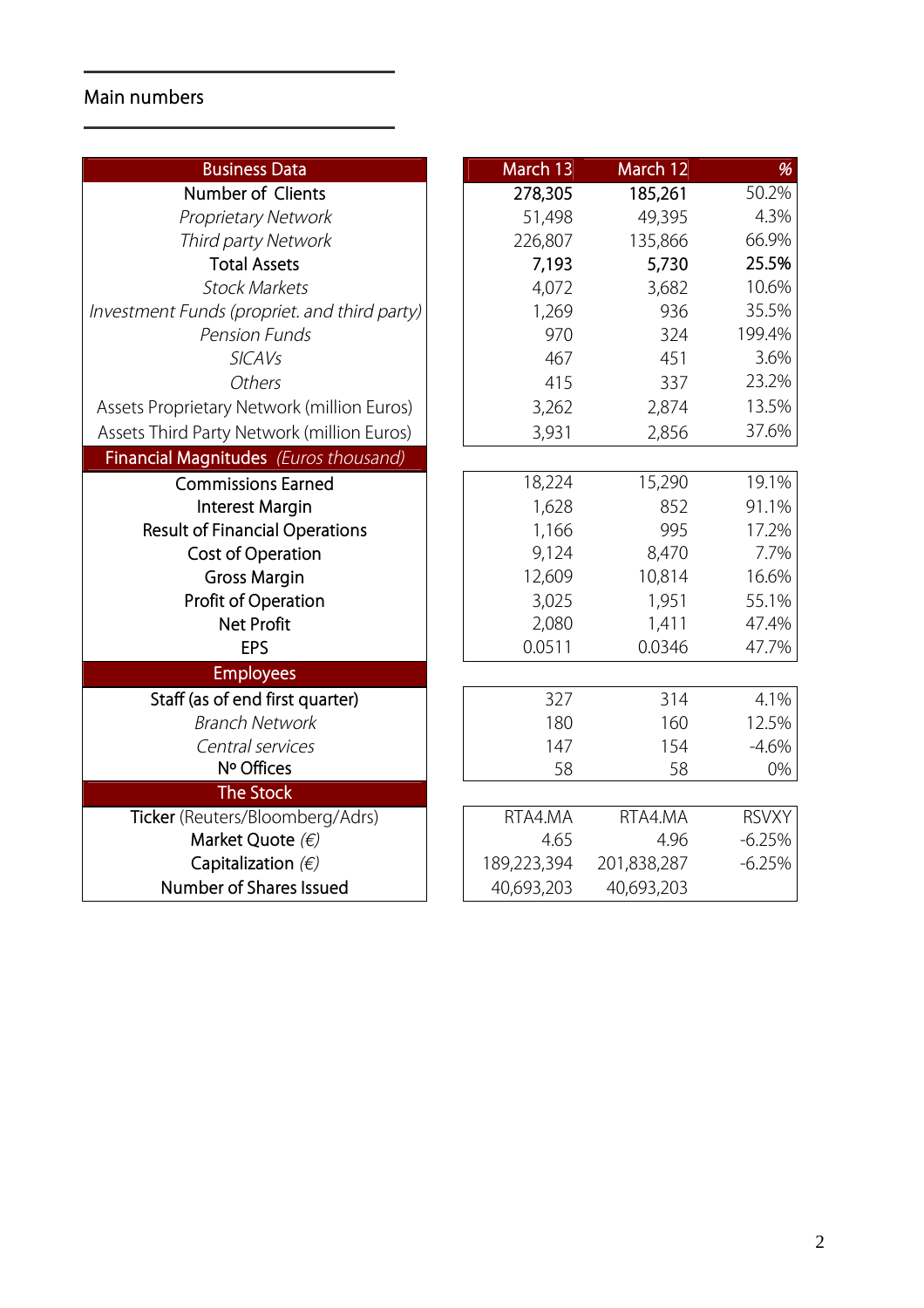## Main numbers

| Business Data | March 13 | March 12 | % |
|---|---|---|---|
| **Number of Clients** | **278,305** | **185,261** | 50.2% |
| *Proprietary Network* | 51,498 | 49,395 | 4.3% |
| *Third party Network* | 226,807 | 135,866 | 66.9% |
| **Total Assets** | **7,193** | **5,730** | **25.5%** |
| *Stock Markets* | 4,072 | 3,682 | 10.6% |
| *Investment Funds (propriet. and third party)* | 1,269 | 936 | 35.5% |
| *Pension Funds* | 970 | 324 | 199.4% |
| *SICAVs* | 467 | 451 | 3.6% |
| *Others* | 415 | 337 | 23.2% |
| Assets Proprietary Network (million Euros) | 3,262 | 2,874 | 13.5% |
| Assets Third Party Network (million Euros) | 3,931 | 2,856 | 37.6% |
| **Financial Magnitudes** *(Euros thousand)* | | | |
| Commissions Earned | 18,224 | 15,290 | 19.1% |
| Interest Margin | 1,628 | 852 | 91.1% |
| Result of Financial Operations | 1,166 | 995 | 17.2% |
| Cost of Operation | 9,124 | 8,470 | 7.7% |
| Gross Margin | 12,609 | 10,814 | 16.6% |
| Profit of Operation | 3,025 | 1,951 | 55.1% |
| Net Profit | 2,080 | 1,411 | 47.4% |
| EPS | 0.0511 | 0.0346 | 47.7% |
| **Employees** | | | |
| Staff (as of end first quarter) | 327 | 314 | 4.1% |
| *Branch Network* | 180 | 160 | 12.5% |
| *Central services* | 147 | 154 | -4.6% |
| Nº Offices | 58 | 58 | 0% |
| **The Stock** | | | |
| Ticker (Reuters/Bloomberg/Adrs) | RTA4.MA | RTA4.MA | RSVXY |
| Market Quote *(€)* | 4.65 | 4.96 | -6.25% |
| Capitalization *(€)* | 189,223,394 | 201,838,287 | -6.25% |
| Number of Shares Issued | 40,693,203 | 40,693,203 | |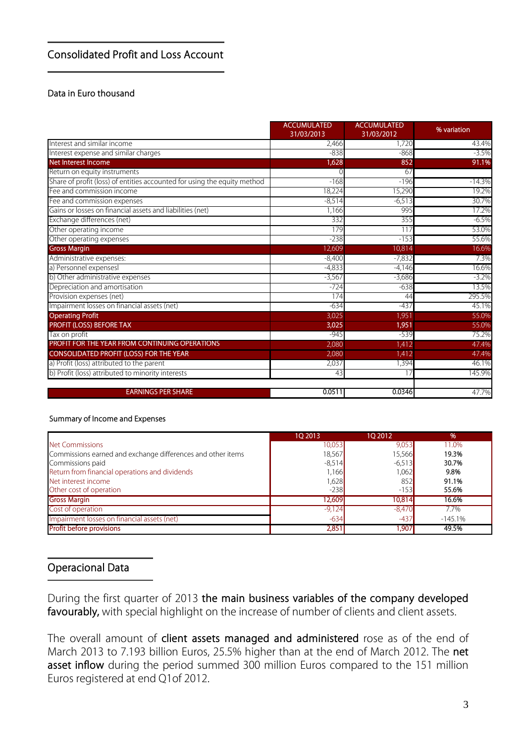## Consolidated Profit and Loss Account

Data in Euro thousand

| | ACCUMULATED 31/03/2013 | ACCUMULATED 31/03/2012 | % variation |
|---|---|---|---|
| Interest and similar income | 2,466 | 1,720 | 43.4% |
| Interest expense and similar charges | -838 | -868 | -3.5% |
| **Net Interest Income** | **1,628** | **852** | **91.1%** |
| Return on equity instruments | 0 | 67 | |
| Share of profit (loss) of entities accounted for using the equity method | -168 | -196 | -14.3% |
| Fee and commission income | 18,224 | 15,290 | 19.2% |
| Fee and commission expenses | -8,514 | -6,513 | 30.7% |
| Gains or losses on financial assets and liabilities (net) | 1,166 | 995 | 17.2% |
| Exchange differences (net) | 332 | 355 | -6.5% |
| Other operating income | 179 | 117 | 53.0% |
| Other operating expenses | -238 | -153 | 55.6% |
| **Gross Margin** | **12,609** | **10,814** | **16.6%** |
| Administrative expenses: | -8,400 | -7,832 | 7.3% |
| a) Personnel expensesl | -4,833 | -4,146 | 16.6% |
| b) Other administrative expenses | -3,567 | -3,686 | -3.2% |
| Depreciation and amortisation | -724 | -638 | 13.5% |
| Provision expenses (net) | 174 | 44 | 295.5% |
| Impairment losses on financial assets (net) | -634 | -437 | 45.1% |
| **Operating Profit** | **3,025** | **1,951** | **55.0%** |
| **PROFIT (LOSS) BEFORE TAX** | **3,025** | **1,951** | **55.0%** |
| Tax on profit | -945 | -539 | 75.2% |
| **PROFIT FOR THE YEAR FROM CONTINUING OPERATIONS** | **2,080** | **1,412** | **47.4%** |
| **CONSOLIDATED PROFIT (LOSS) FOR THE YEAR** | **2,080** | **1,412** | **47.4%** |
| a) Profit (loss) attributed to the parent | 2,037 | 1,394 | 46.1% |
| b) Profit (loss) attributed to minority interests | 43 | 17 | 145.9% |
| | | | |
| **EARNINGS PER SHARE** | 0.0511 | 0.0346 | 47.7% |

Summary of Income and Expenses

| | 1Q 2013 | 1Q 2012 | % |
|---|---|---|---|
| Net Commissions | 10,053 | 9,053 | 11.0% |
| Commissions earned and exchange differences and other items | 18,567 | 15,566 | 19.3% |
| Commissions paid | -8,514 | -6,513 | 30.7% |
| Return from financial operations and dividends | 1,166 | 1,062 | 9.8% |
| Net interest income | 1,628 | 852 | 91.1% |
| Other cost of operation | -238 | -153 | 55.6% |
| **Gross Margin** | **12,609** | **10,814** | **16.6%** |
| Cost of operation | -9,124 | -8,470 | 7.7% |
| Impairment losses on financial assets (net) | -634 | -437 | -145.1% |
| **Profit before provisions** | **2,851** | **1,907** | **49.5%** |

## Operacional Data

During the first quarter of 2013 **the main business variables of the company developed favourably,** with special highlight on the increase of number of clients and client assets.

The overall amount of **client assets managed and administered** rose as of the end of March 2013 to 7.193 billion Euros, 25.5% higher than at the end of March 2012. The **net asset inflow** during the period summed 300 million Euros compared to the 151 million Euros registered at end Q1of 2012.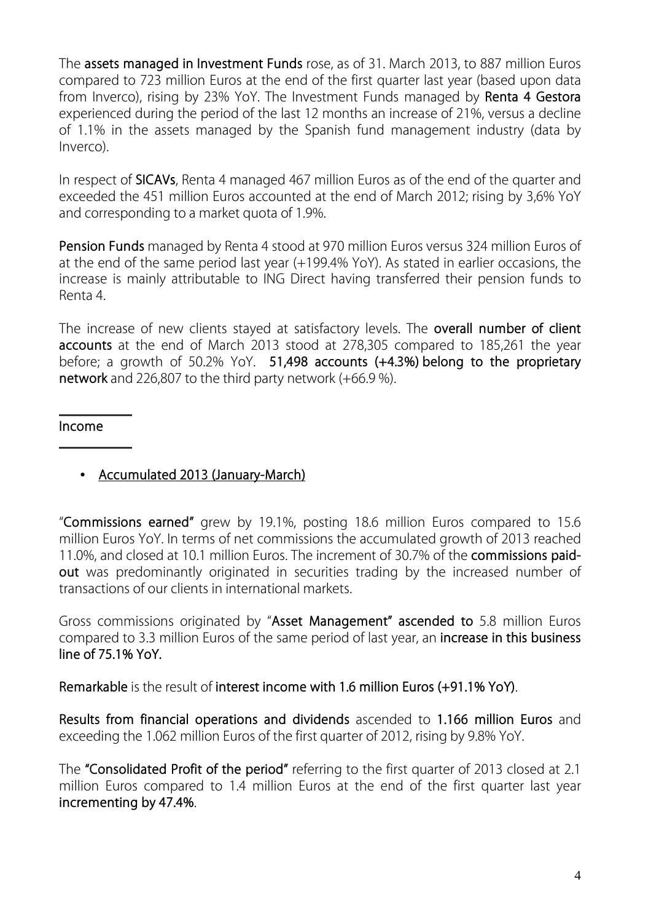The **assets managed in Investment Funds** rose, as of 31. March 2013, to 887 million Euros compared to 723 million Euros at the end of the first quarter last year (based upon data from Inverco), rising by 23% YoY. The Investment Funds managed by **Renta 4 Gestora** experienced during the period of the last 12 months an increase of 21%, versus a decline of 1.1% in the assets managed by the Spanish fund management industry (data by Inverco).

In respect of **SICAVs**, Renta 4 managed 467 million Euros as of the end of the quarter and exceeded the 451 million Euros accounted at the end of March 2012; rising by 3,6% YoY and corresponding to a market quota of 1.9%.

**Pension Funds** managed by Renta 4 stood at 970 million Euros versus 324 million Euros of at the end of the same period last year (+199.4% YoY). As stated in earlier occasions, the increase is mainly attributable to ING Direct having transferred their pension funds to Renta 4.

The increase of new clients stayed at satisfactory levels. The **overall number of client accounts** at the end of March 2013 stood at 278,305 compared to 185,261 the year before; a growth of 50.2% YoY. **51,498 accounts (+4.3%) belong to the proprietary network** and 226,807 to the third party network (+66.9 %).

## Income

- Accumulated 2013 (January-March)

"**Commissions earned**" grew by 19.1%, posting 18.6 million Euros compared to 15.6 million Euros YoY. In terms of net commissions the accumulated growth of 2013 reached 11.0%, and closed at 10.1 million Euros. The increment of 30.7% of the **commissions paid-out** was predominantly originated in securities trading by the increased number of transactions of our clients in international markets.

Gross commissions originated by "**Asset Management" ascended to** 5.8 million Euros compared to 3.3 million Euros of the same period of last year, an **increase in this business line of 75.1% YoY.**

**Remarkable** is the result of **interest income with 1.6 million Euros (+91.1% YoY)**.

**Results from financial operations and dividends** ascended to **1.166 million Euros** and exceeding the 1.062 million Euros of the first quarter of 2012, rising by 9.8% YoY.

The **"Consolidated Profit of the period"** referring to the first quarter of 2013 closed at 2.1 million Euros compared to 1.4 million Euros at the end of the first quarter last year **incrementing by 47.4%**.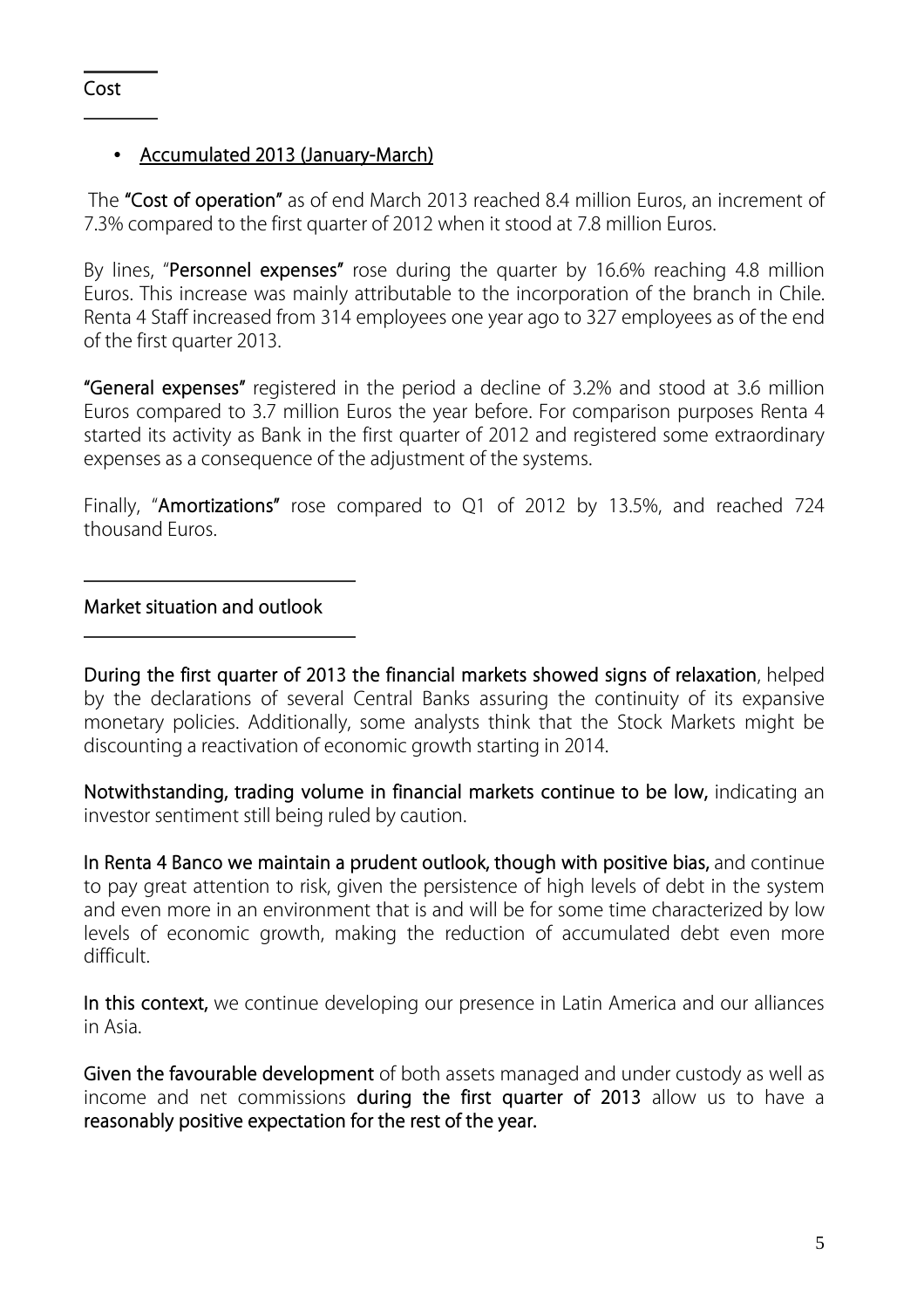## Cost

- Accumulated 2013 (January-March)

The **"Cost of operation"** as of end March 2013 reached 8.4 million Euros, an increment of 7.3% compared to the first quarter of 2012 when it stood at 7.8 million Euros.

By lines, "**Personnel expenses"** rose during the quarter by 16.6% reaching 4.8 million Euros. This increase was mainly attributable to the incorporation of the branch in Chile. Renta 4 Staff increased from 314 employees one year ago to 327 employees as of the end of the first quarter 2013.

**"General expenses"** registered in the period a decline of 3.2% and stood at 3.6 million Euros compared to 3.7 million Euros the year before. For comparison purposes Renta 4 started its activity as Bank in the first quarter of 2012 and registered some extraordinary expenses as a consequence of the adjustment of the systems.

Finally, "**Amortizations"** rose compared to Q1 of 2012 by 13.5%, and reached 724 thousand Euros.

## Market situation and outlook

**During the first quarter of 2013 the financial markets showed signs of relaxation**, helped by the declarations of several Central Banks assuring the continuity of its expansive monetary policies. Additionally, some analysts think that the Stock Markets might be discounting a reactivation of economic growth starting in 2014.

**Notwithstanding, trading volume in financial markets continue to be low,** indicating an investor sentiment still being ruled by caution.

**In Renta 4 Banco we maintain a prudent outlook, though with positive bias,** and continue to pay great attention to risk, given the persistence of high levels of debt in the system and even more in an environment that is and will be for some time characterized by low levels of economic growth, making the reduction of accumulated debt even more difficult.

**In this context,** we continue developing our presence in Latin America and our alliances in Asia.

**Given the favourable development** of both assets managed and under custody as well as income and net commissions **during the first quarter of 2013** allow us to have a **reasonably positive expectation for the rest of the year.**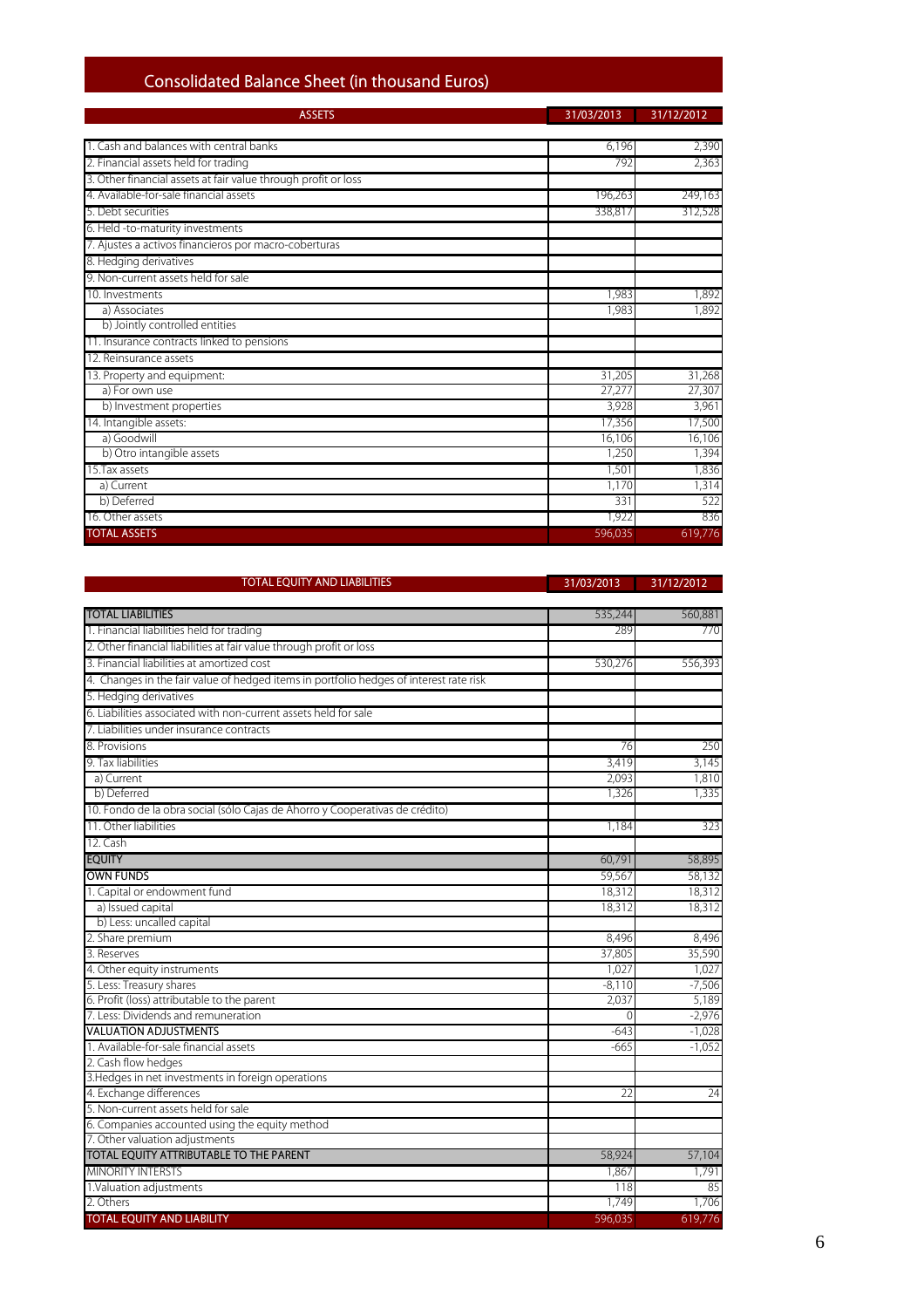# Consolidated Balance Sheet (in thousand Euros)

| ASSETS | 31/03/2013 | 31/12/2012 |
|---|---|---|
| 1. Cash and balances with central banks | 6,196 | 2,390 |
| 2. Financial assets held for trading | 792 | 2,363 |
| 3. Other financial assets at fair value through profit or loss | | |
| 4. Available-for-sale financial assets | 196,263 | 249,163 |
| 5. Debt securities | 338,817 | 312,528 |
| 6. Held -to-maturity investments | | |
| 7. Ajustes a activos financieros por macro-coberturas | | |
| 8. Hedging derivatives | | |
| 9. Non-current assets held for sale | | |
| 10. Investments | 1,983 | 1,892 |
| a) Associates | 1,983 | 1,892 |
| b) Jointly controlled entities | | |
| 11. Insurance contracts linked to pensions | | |
| 12. Reinsurance assets | | |
| 13. Property and equipment: | 31,205 | 31,268 |
| a) For own use | 27,277 | 27,307 |
| b) Investment properties | 3,928 | 3,961 |
| 14. Intangible assets: | 17,356 | 17,500 |
| a) Goodwill | 16,106 | 16,106 |
| b) Otro intangible assets | 1,250 | 1,394 |
| 15.Tax assets | 1,501 | 1,836 |
| a) Current | 1,170 | 1,314 |
| b) Deferred | 331 | 522 |
| 16. Other assets | 1,922 | 836 |
| **TOTAL ASSETS** | **596,035** | **619,776** |

| TOTAL EQUITY AND LIABILITIES | 31/03/2013 | 31/12/2012 |
|---|---|---|
| **TOTAL LIABILITIES** | 535,244 | 560,881 |
| 1. Financial liabilities held for trading | 289 | 770 |
| 2. Other financial liabilities at fair value through profit or loss | | |
| 3. Financial liabilities at amortized cost | 530,276 | 556,393 |
| 4. Changes in the fair value of hedged items in portfolio hedges of interest rate risk | | |
| 5. Hedging derivatives | | |
| 6. Liabilities associated with non-current assets held for sale | | |
| 7. Liabilities under insurance contracts | | |
| 8. Provisions | 76 | 250 |
| 9. Tax liabilities | 3,419 | 3,145 |
| a) Current | 2,093 | 1,810 |
| b) Deferred | 1,326 | 1,335 |
| 10. Fondo de la obra social (sólo Cajas de Ahorro y Cooperativas de crédito) | | |
| 11. Other liabilities | 1,184 | 323 |
| 12. Cash | | |
| **EQUITY** | 60,791 | 58,895 |
| **OWN FUNDS** | 59,567 | 58,132 |
| 1. Capital or endowment fund | 18,312 | 18,312 |
| a) Issued capital | 18,312 | 18,312 |
| b) Less: uncalled capital | | |
| 2. Share premium | 8,496 | 8,496 |
| 3. Reserves | 37,805 | 35,590 |
| 4. Other equity instruments | 1,027 | 1,027 |
| 5. Less: Treasury shares | -8,110 | -7,506 |
| 6. Profit (loss) attributable to the parent | 2,037 | 5,189 |
| 7. Less: Dividends and remuneration | 0 | -2,976 |
| **VALUATION ADJUSTMENTS** | -643 | -1,028 |
| 1. Available-for-sale financial assets | -665 | -1,052 |
| 2. Cash flow hedges | | |
| 3.Hedges in net investments in foreign operations | | |
| 4. Exchange differences | 22 | 24 |
| 5. Non-current assets held for sale | | |
| 6. Companies accounted using the equity method | | |
| 7. Other valuation adjustments | | |
| **TOTAL EQUITY ATTRIBUTABLE TO THE PARENT** | 58,924 | 57,104 |
| **MINORITY INTERSTS** | 1,867 | 1,791 |
| 1.Valuation adjustments | 118 | 85 |
| 2. Others | 1,749 | 1,706 |
| **TOTAL EQUITY AND LIABILITY** | **596,035** | **619,776** |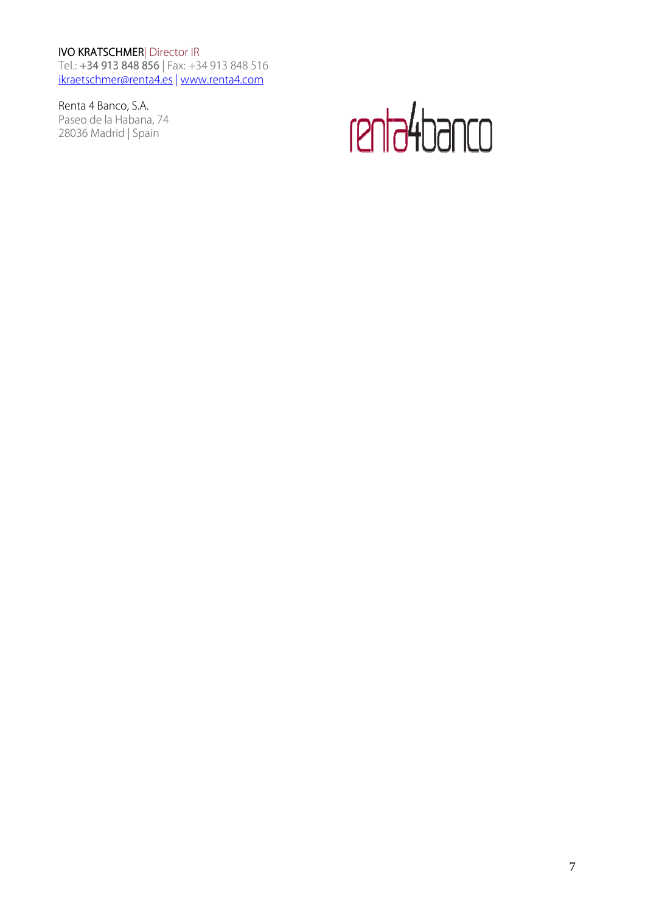IVO KRATSCHMER| Director IR
Tel.: +34 913 848 856 | Fax: +34 913 848 516
ikraetschmer@renta4.es | www.renta4.com

Renta 4 Banco, S.A.
Paseo de la Habana, 74
28036 Madrid | Spain

renta4banco